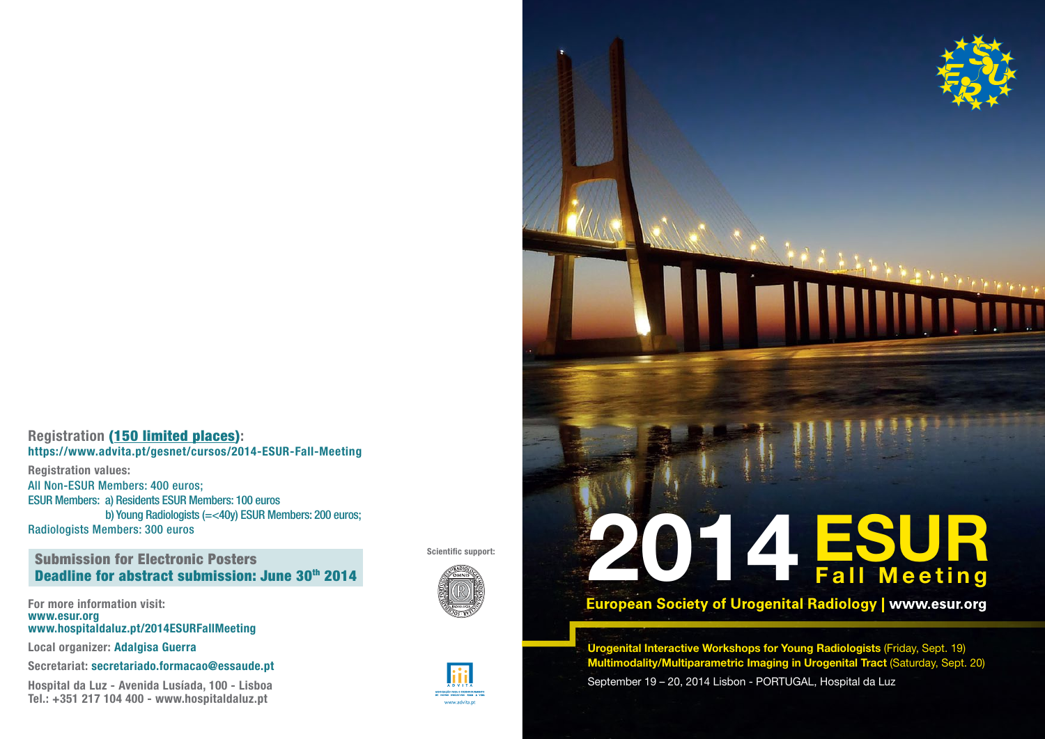# 2014 ESUR Fall Meeting

## European Society of Urogenital Radiology | www.esur.org

**Urogenital Interactive Workshops for Young Radiologists** (Friday, Sept. 19)
**Multimodality/Multiparametric Imaging in Urogenital Tract** (Saturday, Sept. 20)

September 19 – 20, 2014 Lisbon - PORTUGAL, Hospital da Luz

---

**Registration (150 limited places):**
**https://www.advita.pt/gesnet/cursos/2014-ESUR-Fall-Meeting**

**Registration values:**
All Non-ESUR Members: 400 euros;
ESUR Members: a) Residents ESUR Members: 100 euros
b) Young Radiologists (=<40y) ESUR Members: 200 euros;
Radiologists Members: 300 euros

**Submission for Electronic Posters**
**Deadline for abstract submission: June 30th 2014**

**For more information visit:**
**www.esur.org**
**www.hospitaldaluz.pt/2014ESURFallMeeting**

**Local organizer:** Adalgisa Guerra

**Secretariat:** secretariado.formacao@essaude.pt

**Hospital da Luz - Avenida Lusíada, 100 - Lisboa**
**Tel.: +351 217 104 400 - www.hospitaldaluz.pt**

Scientific support:

ADVITA
www.advita.pt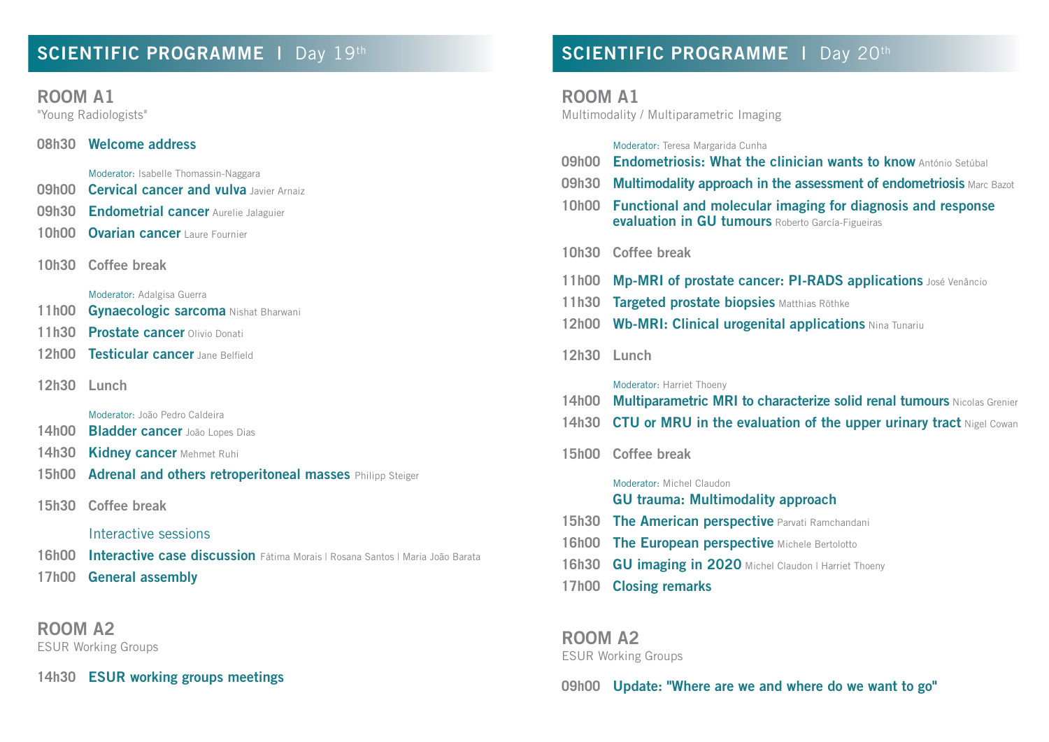## SCIENTIFIC PROGRAMME | Day 19th

### ROOM A1

"Young Radiologists"

**08h30** **Welcome address**

Moderator: Isabelle Thomassin-Naggara

**09h00** **Cervical cancer and vulva** Javier Arnaiz

**09h30** **Endometrial cancer** Aurelie Jalaguier

**10h00** **Ovarian cancer** Laure Fournier

**10h30** Coffee break

Moderator: Adalgisa Guerra

**11h00** **Gynaecologic sarcoma** Nishat Bharwani

**11h30** **Prostate cancer** Olivio Donati

**12h00** **Testicular cancer** Jane Belfield

**12h30** Lunch

Moderator: João Pedro Caldeira

**14h00** **Bladder cancer** João Lopes Dias

**14h30** **Kidney cancer** Mehmet Ruhi

**15h00** **Adrenal and others retroperitoneal masses** Philipp Steiger

**15h30** Coffee break

Interactive sessions

**16h00** **Interactive case discussion** Fátima Morais | Rosana Santos | Maria João Barata

**17h00** **General assembly**

### ROOM A2

ESUR Working Groups

**14h30** **ESUR working groups meetings**

## SCIENTIFIC PROGRAMME | Day 20th

### ROOM A1

Multimodality / Multiparametric Imaging

Moderator: Teresa Margarida Cunha

**09h00** **Endometriosis: What the clinician wants to know** António Setúbal

**09h30** **Multimodality approach in the assessment of endometriosis** Marc Bazot

**10h00** **Functional and molecular imaging for diagnosis and response evaluation in GU tumours** Roberto García-Figueiras

**10h30** Coffee break

**11h00** **Mp-MRI of prostate cancer: PI-RADS applications** José Venâncio

**11h30** **Targeted prostate biopsies** Matthias Röthke

**12h00** **Wb-MRI: Clinical urogenital applications** Nina Tunariu

**12h30** Lunch

Moderator: Harriet Thoeny

**14h00** **Multiparametric MRI to characterize solid renal tumours** Nicolas Grenier

**14h30** **CTU or MRU in the evaluation of the upper urinary tract** Nigel Cowan

**15h00** Coffee break

Moderator: Michel Claudon

**GU trauma: Multimodality approach**

**15h30** **The American perspective** Parvati Ramchandani

**16h00** **The European perspective** Michele Bertolotto

**16h30** **GU imaging in 2020** Michel Claudon | Harriet Thoeny

**17h00** **Closing remarks**

### ROOM A2

ESUR Working Groups

**09h00** **Update: "Where are we and where do we want to go"**